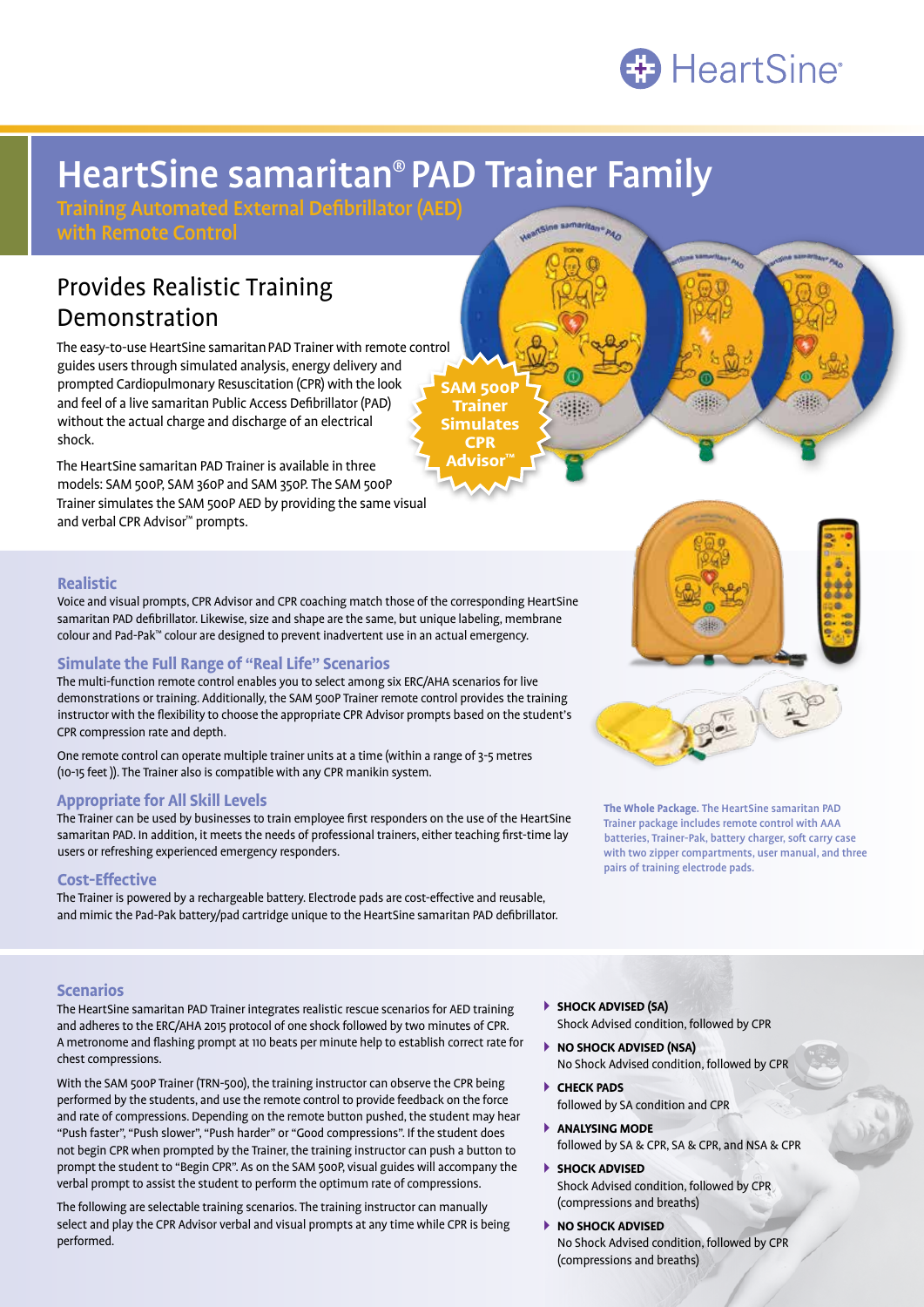HeartSine®

# HeartSine samaritan® PAD Trainer Family

**Training Automated External Defibrillator (AED) with Remote Control**

## Provides Realistic Training Demonstration

The easy-to-use HeartSine samaritan PAD Trainer with remote control guides users through simulated analysis, energy delivery and prompted Cardiopulmonary Resuscitation (CPR) with the look and feel of a live samaritan Public Access Defibrillator (PAD) without the actual charge and discharge of an electrical shock.

The HeartSine samaritan PAD Trainer is available in three models: SAM 500P, SAM 360P and SAM 350P. The SAM 500P Trainer simulates the SAM 500P AED by providing the same visual and verbal CPR Advisor™ prompts.

**SAM 500P Trainer Simulates CPR Advisor™**

### Realistic

Voice and visual prompts, CPR Advisor and CPR coaching match those of the corresponding HeartSine samaritan PAD defibrillator. Likewise, size and shape are the same, but unique labeling, membrane colour and Pad-Pak™ colour are designed to prevent inadvertent use in an actual emergency.

### Simulate the Full Range of "Real Life" Scenarios

The multi-function remote control enables you to select among six ERC/AHA scenarios for live demonstrations or training. Additionally, the SAM 500P Trainer remote control provides the training instructor with the flexibility to choose the appropriate CPR Advisor prompts based on the student's CPR compression rate and depth.

One remote control can operate multiple trainer units at a time (within a range of 3-5 metres (10-15 feet)). The Trainer is also compatible with any CPR manikin system.

### Appropriate for All Skill Levels

The Trainer can be used by businesses to train employee first responders on the use of the HeartSine samaritan PAD. In addition, it meets the needs of professional trainers, either teaching first-time lay users or refreshing experienced emergency responders.

### Cost-Effective

The Trainer is powered by a rechargeable battery. Electrode pads are cost-effective and reusable, and mimic the Pad-Pak battery/pad cartridge unique to the HeartSine samaritan PAD defibrillator.

**The Whole Package.** The HeartSine samaritan PAD Trainer package includes remote control with AAA batteries, Trainer-Pak, battery charger, soft carry case with two zipper compartments, user manual, and three pairs of training electrode pads.

### Scenarios

The HeartSine samaritan PAD Trainer integrates realistic rescue scenarios for AED training and adheres to the ERC/AHA 2015 protocol of one shock followed by two minutes of CPR. A metronome and flashing prompt at 110 beats per minute help to establish correct rate for chest compressions.

With the SAM 500P Trainer (TRN-500), the training instructor can observe the CPR being performed by the students, and use the remote control to provide feedback on the force and rate of compressions. Depending on the remote button pushed, the student may hear "Push faster", "Push slower", "Push harder" or "Good compressions". If the student does not begin CPR when prompted by the Trainer, the training instructor can push a button to prompt the student to "Begin CPR". As on the SAM 500P, visual guides will accompany the verbal prompt to assist the student to perform the optimum rate of compressions.

The following are selectable training scenarios. The training instructor can manually select and play the CPR Advisor verbal and visual prompts at any time while CPR is being performed.

- **SHOCK ADVISED (SA)**
  Shock Advised condition, followed by CPR
- **NO SHOCK ADVISED (NSA)**
  No Shock Advised condition, followed by CPR
- **CHECK PADS**
  followed by SA condition and CPR
- **ANALYSING MODE**
  followed by SA & CPR, SA & CPR, and NSA & CPR
- **SHOCK ADVISED**
  Shock Advised condition, followed by CPR (compressions and breaths)
- **NO SHOCK ADVISED**
  No Shock Advised condition, followed by CPR (compressions and breaths)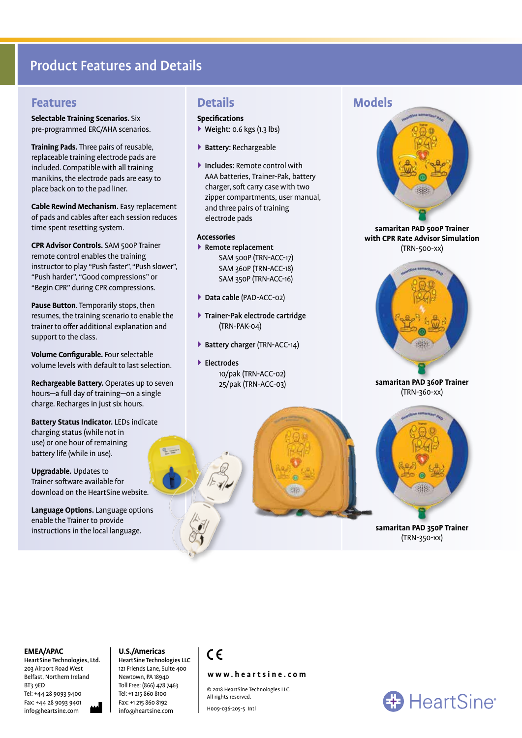# Product Features and Details

## Features

**Selectable Training Scenarios.** Six pre-programmed ERC/AHA scenarios.

**Training Pads.** Three pairs of reusable, replaceable training electrode pads are included. Compatible with all training manikins, the electrode pads are easy to place back on to the pad liner.

**Cable Rewind Mechanism.** Easy replacement of pads and cables after each session reduces time spent resetting system.

**CPR Advisor Controls.** SAM 500P Trainer remote control enables the training instructor to play "Push faster", "Push slower", "Push harder", "Good compressions" or "Begin CPR" during CPR compressions.

**Pause Button**. Temporarily stops, then resumes, the training scenario to enable the trainer to offer additional explanation and support to the class.

**Volume Configurable.** Four selectable volume levels with default to last selection.

**Rechargeable Battery.** Operates up to seven hours—a full day of training—on a single charge. Recharges in just six hours.

**Battery Status Indicator.** LEDs indicate charging status (while not in use) or one hour of remaining battery life (while in use).

**Upgradable.** Updates to Trainer software available for download on the HeartSine website.

**Language Options.** Language options enable the Trainer to provide instructions in the local language.

## Details

**Specifications**

- **Weight:** 0.6 kgs (1.3 lbs)
- **Battery:** Rechargeable
- **Includes:** Remote control with AAA batteries, Trainer-Pak, battery charger, soft carry case with two zipper compartments, user manual, and three pairs of training electrode pads

**Accessories**

- **Remote replacement**
  SAM 500P (TRN-ACC-17)
  SAM 360P (TRN-ACC-18)
  SAM 350P (TRN-ACC-16)
- **Data cable** (PAD-ACC-02)
- **Trainer-Pak electrode cartridge** (TRN-PAK-04)
- **Battery charger** (TRN-ACC-14)
- **Electrodes**
  10/pak (TRN-ACC-02)
  25/pak (TRN-ACC-03)

## Models

**samaritan PAD 500P Trainer with CPR Rate Advisor Simulation**
(TRN-500-xx)

**samaritan PAD 360P Trainer**
(TRN-360-xx)

**samaritan PAD 350P Trainer**
(TRN-350-xx)

---

**EMEA/APAC**
HeartSine Technologies, Ltd.
203 Airport Road West
Belfast, Northern Ireland
BT3 9ED
Tel: +44 28 9093 9400
Fax: +44 28 9093 9401
info@heartsine.com

**U.S./Americas**
HeartSine Technologies LLC
121 Friends Lane, Suite 400
Newtown, PA 18940
Toll Free: (866) 478 7463
Tel: +1 215 860 8100
Fax: +1 215 860 8192
info@heartsine.com

CE

www.heartsine.com

© 2018 HeartSine Technologies LLC.
All rights reserved.

H009-036-205-5 Intl

HeartSine®